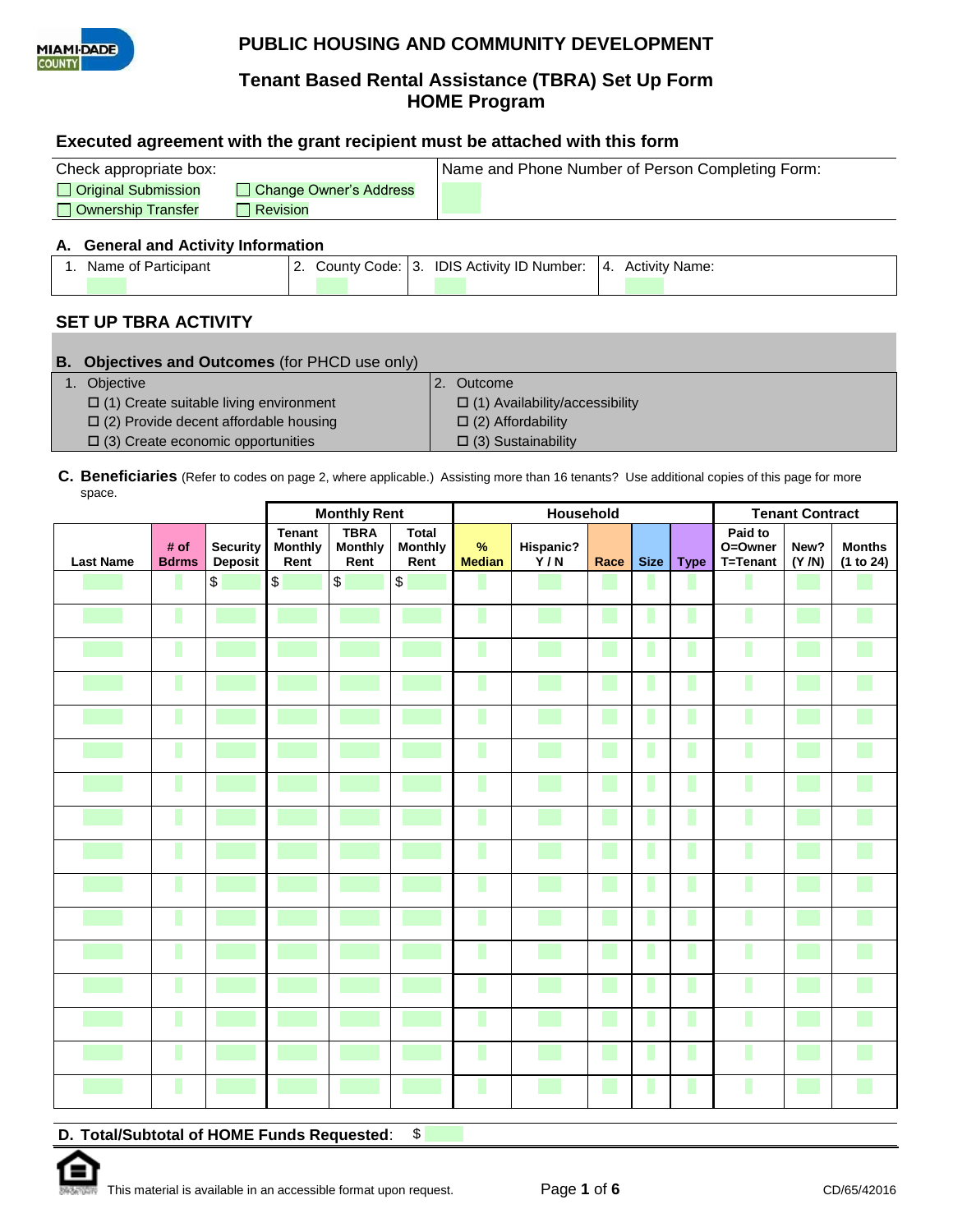# PUBLIC HOUSING AND COMMUNITY DEVELOPMENT

## Tenant Based Rental Assistance (TBRA) Set Up Form
## HOME Program

### Executed agreement with the grant recipient must be attached with this form

| Check appropriate box: | | Name and Phone Number of Person Completing Form: |
|---|---|---|
| ☐ Original Submission | ☐ Change Owner's Address | |
| ☐ Ownership Transfer | ☐ Revision | |

### A. General and Activity Information

| 1. Name of Participant | 2. County Code: | 3. IDIS Activity ID Number: | 4. Activity Name: |
|---|---|---|---|
| | | | |

## SET UP TBRA ACTIVITY

### B. Objectives and Outcomes (for PHCD use only)

| 1. Objective | 2. Outcome |
|---|---|
| ☐ (1) Create suitable living environment | ☐ (1) Availability/accessibility |
| ☐ (2) Provide decent affordable housing | ☐ (2) Affordability |
| ☐ (3) Create economic opportunities | ☐ (3) Sustainability |

**C. Beneficiaries** (Refer to codes on page 2, where applicable.) Assisting more than 16 tenants? Use additional copies of this page for more space.

| | | | Monthly Rent | | | Household | | | | | Tenant Contract | | |
|---|---|---|---|---|---|---|---|---|---|---|---|---|---|
| Last Name | # of Bdrms | Security Deposit | Tenant Monthly Rent | TBRA Monthly Rent | Total Monthly Rent | % Median | Hispanic? Y / N | Race | Size | Type | Paid to O=Owner T=Tenant | New? (Y /N) | Months (1 to 24) |
| | | $ | $ | $ | $ | | | | | | | | |
| | | | | | | | | | | | | | |
| | | | | | | | | | | | | | |
| | | | | | | | | | | | | | |
| | | | | | | | | | | | | | |
| | | | | | | | | | | | | | |
| | | | | | | | | | | | | | |
| | | | | | | | | | | | | | |
| | | | | | | | | | | | | | |
| | | | | | | | | | | | | | |
| | | | | | | | | | | | | | |
| | | | | | | | | | | | | | |
| | | | | | | | | | | | | | |
| | | | | | | | | | | | | | |
| | | | | | | | | | | | | | |
| | | | | | | | | | | | | | |

**D. Total/Subtotal of HOME Funds Requested**: $

This material is available in an accessible format upon request.

CD/65/42016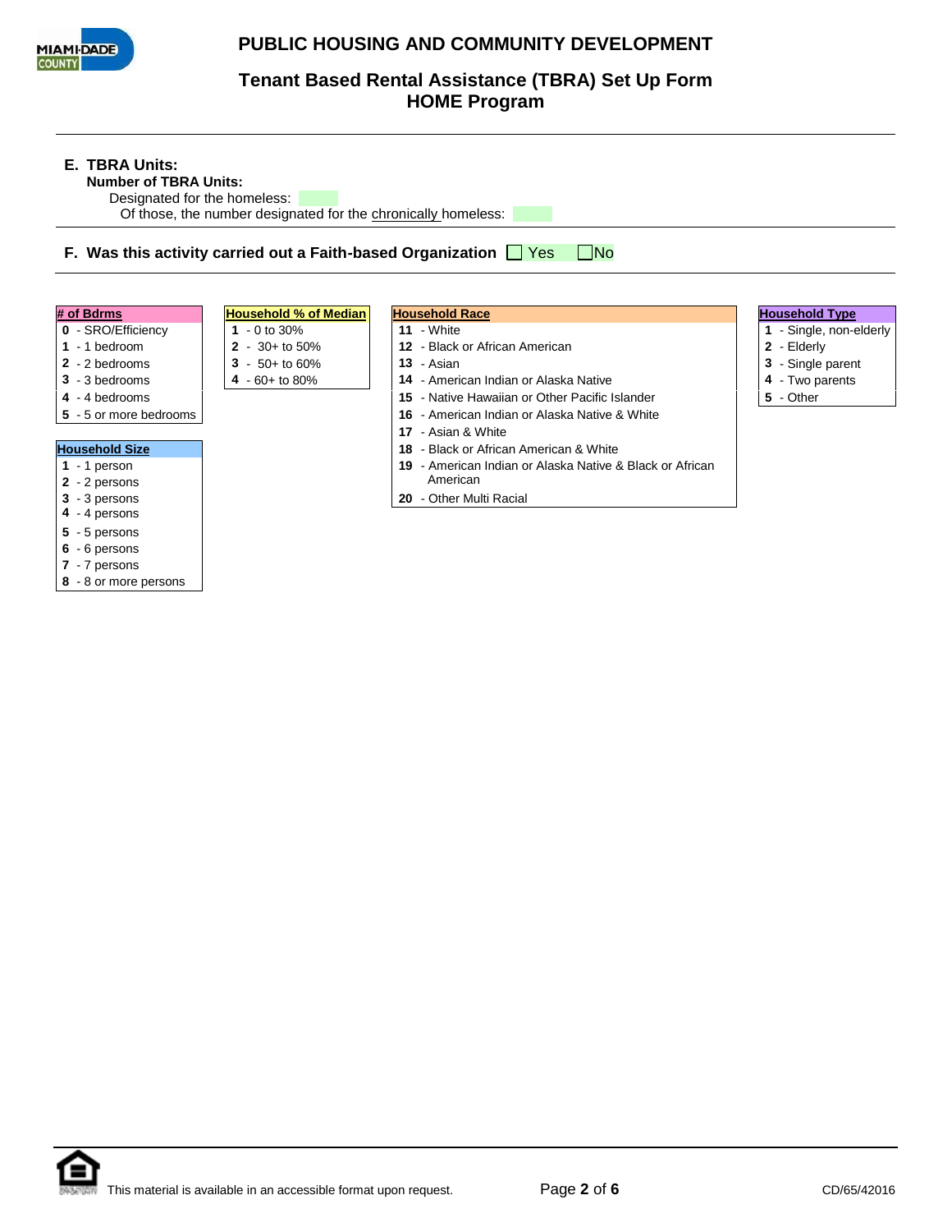# PUBLIC HOUSING AND COMMUNITY DEVELOPMENT

## Tenant Based Rental Assistance (TBRA) Set Up Form
## HOME Program

---

**E. TBRA Units:**

**Number of TBRA Units:**

Designated for the homeless:

Of those, the number designated for the chronically homeless:

---

**F. Was this activity carried out a Faith-based Organization** ☐ Yes ☐ No

---

| # of Bdrms |
|---|
| **0** - SRO/Efficiency |
| **1** - 1 bedroom |
| **2** - 2 bedrooms |
| **3** - 3 bedrooms |
| **4** - 4 bedrooms |
| **5** - 5 or more bedrooms |

| Household Size |
|---|
| **1** - 1 person |
| **2** - 2 persons |
| **3** - 3 persons |
| **4** - 4 persons |
| **5** - 5 persons |
| **6** - 6 persons |
| **7** - 7 persons |
| **8** - 8 or more persons |

| Household % of Median |
|---|
| **1** - 0 to 30% |
| **2** - 30+ to 50% |
| **3** - 50+ to 60% |
| **4** - 60+ to 80% |

| Household Race |
|---|
| **11** - White |
| **12** - Black or African American |
| **13** - Asian |
| **14** - American Indian or Alaska Native |
| **15** - Native Hawaiian or Other Pacific Islander |
| **16** - American Indian or Alaska Native & White |
| **17** - Asian & White |
| **18** - Black or African American & White |
| **19** - American Indian or Alaska Native & Black or African American |
| **20** - Other Multi Racial |

| Household Type |
|---|
| **1** - Single, non-elderly |
| **2** - Elderly |
| **3** - Single parent |
| **4** - Two parents |
| **5** - Other |

This material is available in an accessible format upon request.

CD/65/42016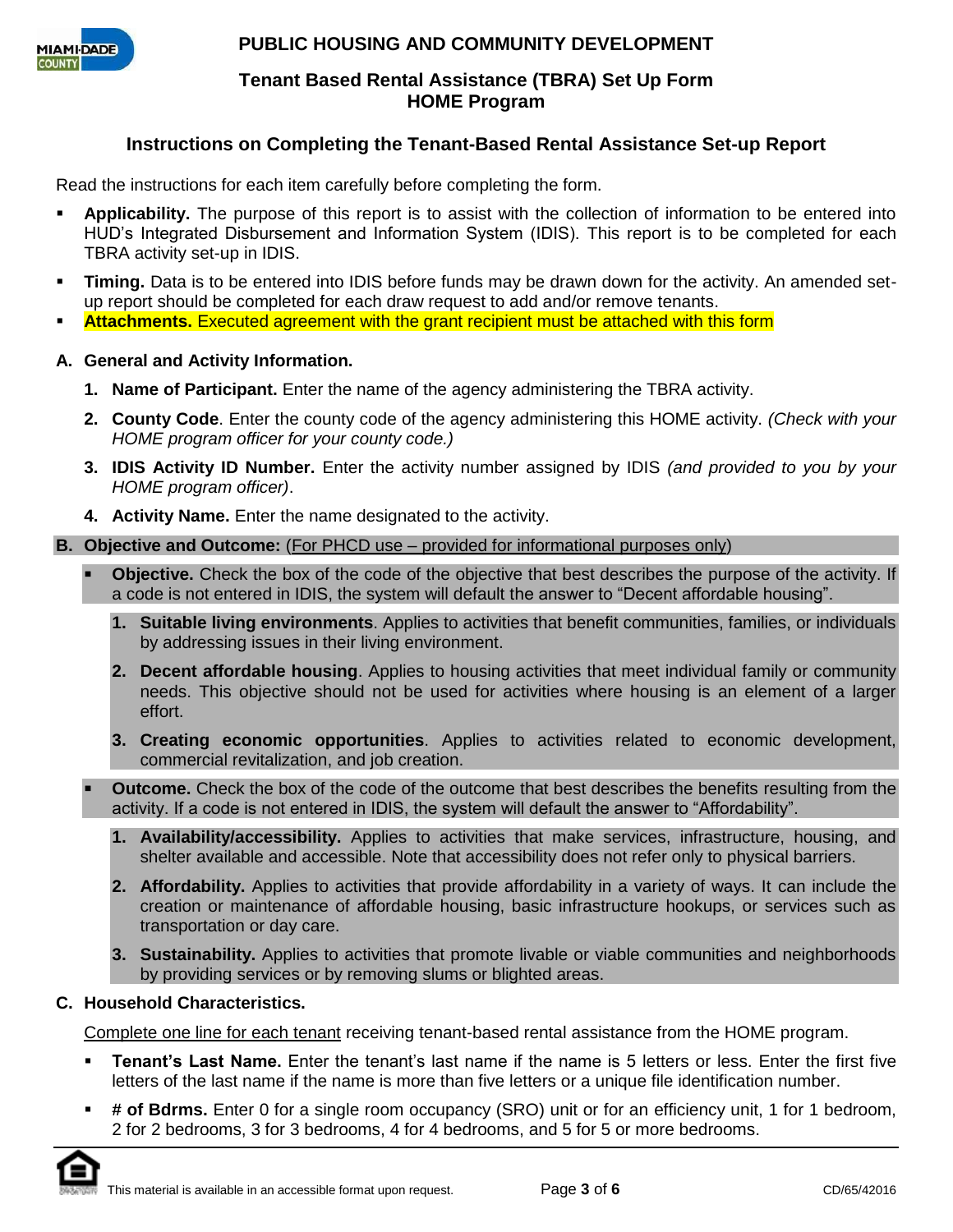# PUBLIC HOUSING AND COMMUNITY DEVELOPMENT

## Tenant Based Rental Assistance (TBRA) Set Up Form
## HOME Program

### Instructions on Completing the Tenant-Based Rental Assistance Set-up Report

Read the instructions for each item carefully before completing the form.

- **Applicability.** The purpose of this report is to assist with the collection of information to be entered into HUD's Integrated Disbursement and Information System (IDIS). This report is to be completed for each TBRA activity set-up in IDIS.
- **Timing.** Data is to be entered into IDIS before funds may be drawn down for the activity. An amended set-up report should be completed for each draw request to add and/or remove tenants.
- **Attachments.** Executed agreement with the grant recipient must be attached with this form

**A. General and Activity Information.**

1. **Name of Participant.** Enter the name of the agency administering the TBRA activity.
2. **County Code**. Enter the county code of the agency administering this HOME activity. *(Check with your HOME program officer for your county code.)*
3. **IDIS Activity ID Number.** Enter the activity number assigned by IDIS *(and provided to you by your HOME program officer)*.
4. **Activity Name.** Enter the name designated to the activity.

**B. Objective and Outcome:** (For PHCD use – provided for informational purposes only)

- **Objective.** Check the box of the code of the objective that best describes the purpose of the activity. If a code is not entered in IDIS, the system will default the answer to "Decent affordable housing".
  1. **Suitable living environments**. Applies to activities that benefit communities, families, or individuals by addressing issues in their living environment.
  2. **Decent affordable housing**. Applies to housing activities that meet individual family or community needs. This objective should not be used for activities where housing is an element of a larger effort.
  3. **Creating economic opportunities**. Applies to activities related to economic development, commercial revitalization, and job creation.
- **Outcome.** Check the box of the code of the outcome that best describes the benefits resulting from the activity. If a code is not entered in IDIS, the system will default the answer to "Affordability".
  1. **Availability/accessibility.** Applies to activities that make services, infrastructure, housing, and shelter available and accessible. Note that accessibility does not refer only to physical barriers.
  2. **Affordability.** Applies to activities that provide affordability in a variety of ways. It can include the creation or maintenance of affordable housing, basic infrastructure hookups, or services such as transportation or day care.
  3. **Sustainability.** Applies to activities that promote livable or viable communities and neighborhoods by providing services or by removing slums or blighted areas.

**C. Household Characteristics.**

Complete one line for each tenant receiving tenant-based rental assistance from the HOME program.

- **Tenant's Last Name.** Enter the tenant's last name if the name is 5 letters or less. Enter the first five letters of the last name if the name is more than five letters or a unique file identification number.
- **# of Bdrms.** Enter 0 for a single room occupancy (SRO) unit or for an efficiency unit, 1 for 1 bedroom, 2 for 2 bedrooms, 3 for 3 bedrooms, 4 for 4 bedrooms, and 5 for 5 or more bedrooms.

This material is available in an accessible format upon request.

CD/65/42016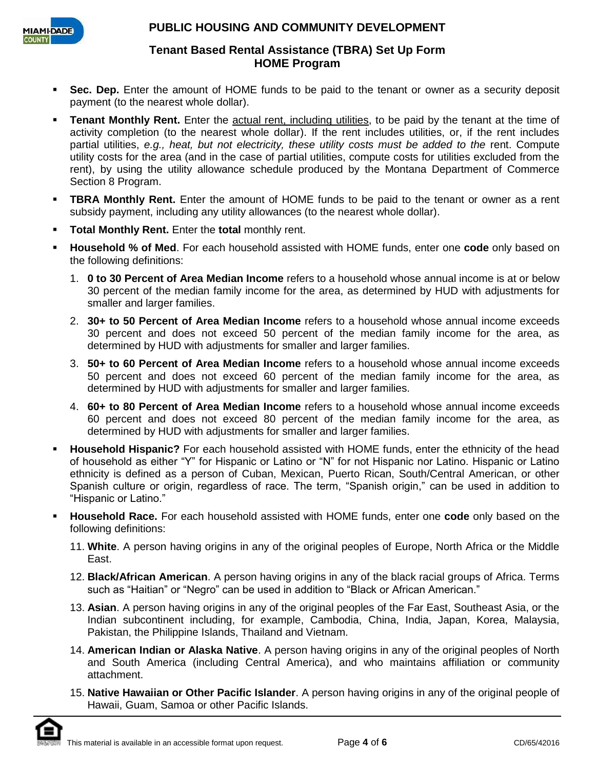- **Sec. Dep.** Enter the amount of HOME funds to be paid to the tenant or owner as a security deposit payment (to the nearest whole dollar).
- **Tenant Monthly Rent.** Enter the actual rent, including utilities, to be paid by the tenant at the time of activity completion (to the nearest whole dollar). If the rent includes utilities, or, if the rent includes partial utilities, *e.g., heat, but not electricity, these utility costs must be added to the* rent. Compute utility costs for the area (and in the case of partial utilities, compute costs for utilities excluded from the rent), by using the utility allowance schedule produced by the Montana Department of Commerce Section 8 Program.
- **TBRA Monthly Rent.** Enter the amount of HOME funds to be paid to the tenant or owner as a rent subsidy payment, including any utility allowances (to the nearest whole dollar).
- **Total Monthly Rent.** Enter the **total** monthly rent.
- **Household % of Med**. For each household assisted with HOME funds, enter one **code** only based on the following definitions:
  1. **0 to 30 Percent of Area Median Income** refers to a household whose annual income is at or below 30 percent of the median family income for the area, as determined by HUD with adjustments for smaller and larger families.
  2. **30+ to 50 Percent of Area Median Income** refers to a household whose annual income exceeds 30 percent and does not exceed 50 percent of the median family income for the area, as determined by HUD with adjustments for smaller and larger families.
  3. **50+ to 60 Percent of Area Median Income** refers to a household whose annual income exceeds 50 percent and does not exceed 60 percent of the median family income for the area, as determined by HUD with adjustments for smaller and larger families.
  4. **60+ to 80 Percent of Area Median Income** refers to a household whose annual income exceeds 60 percent and does not exceed 80 percent of the median family income for the area, as determined by HUD with adjustments for smaller and larger families.
- **Household Hispanic?** For each household assisted with HOME funds, enter the ethnicity of the head of household as either "Y" for Hispanic or Latino or "N" for not Hispanic nor Latino. Hispanic or Latino ethnicity is defined as a person of Cuban, Mexican, Puerto Rican, South/Central American, or other Spanish culture or origin, regardless of race. The term, "Spanish origin," can be used in addition to "Hispanic or Latino."
- **Household Race.** For each household assisted with HOME funds, enter one **code** only based on the following definitions:
  11. **White**. A person having origins in any of the original peoples of Europe, North Africa or the Middle East.
  12. **Black/African American**. A person having origins in any of the black racial groups of Africa. Terms such as "Haitian" or "Negro" can be used in addition to "Black or African American."
  13. **Asian**. A person having origins in any of the original peoples of the Far East, Southeast Asia, or the Indian subcontinent including, for example, Cambodia, China, India, Japan, Korea, Malaysia, Pakistan, the Philippine Islands, Thailand and Vietnam.
  14. **American Indian or Alaska Native**. A person having origins in any of the original peoples of North and South America (including Central America), and who maintains affiliation or community attachment.
  15. **Native Hawaiian or Other Pacific Islander**. A person having origins in any of the original people of Hawaii, Guam, Samoa or other Pacific Islands.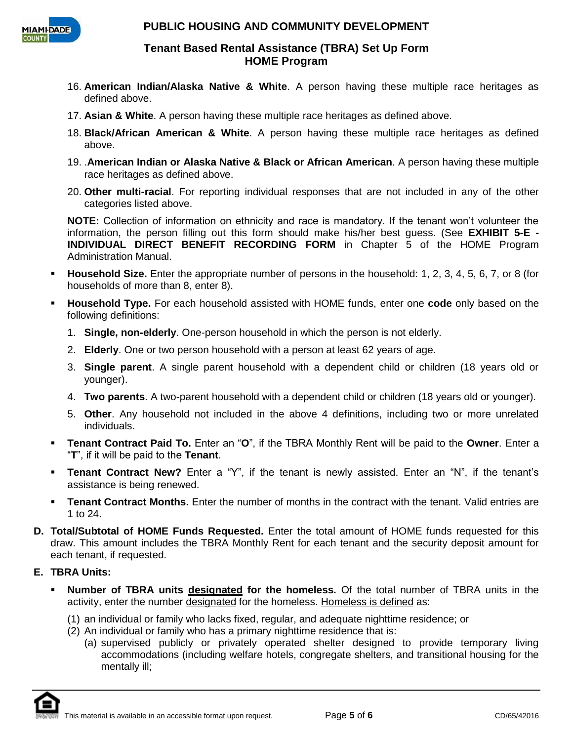16. **American Indian/Alaska Native & White**. A person having these multiple race heritages as defined above.
17. **Asian & White**. A person having these multiple race heritages as defined above.
18. **Black/African American & White**. A person having these multiple race heritages as defined above.
19. .**American Indian or Alaska Native & Black or African American**. A person having these multiple race heritages as defined above.
20. **Other multi-racial**. For reporting individual responses that are not included in any of the other categories listed above.

**NOTE:** Collection of information on ethnicity and race is mandatory. If the tenant won't volunteer the information, the person filling out this form should make his/her best guess. (See **EXHIBIT 5-E - INDIVIDUAL DIRECT BENEFIT RECORDING FORM** in Chapter 5 of the HOME Program Administration Manual.

- **Household Size.** Enter the appropriate number of persons in the household: 1, 2, 3, 4, 5, 6, 7, or 8 (for households of more than 8, enter 8).
- **Household Type.** For each household assisted with HOME funds, enter one **code** only based on the following definitions:
  1. **Single, non-elderly**. One-person household in which the person is not elderly.
  2. **Elderly**. One or two person household with a person at least 62 years of age.
  3. **Single parent**. A single parent household with a dependent child or children (18 years old or younger).
  4. **Two parents**. A two-parent household with a dependent child or children (18 years old or younger).
  5. **Other**. Any household not included in the above 4 definitions, including two or more unrelated individuals.
- **Tenant Contract Paid To.** Enter an "**O**", if the TBRA Monthly Rent will be paid to the **Owner**. Enter a "**T**", if it will be paid to the **Tenant**.
- **Tenant Contract New?** Enter a "Y", if the tenant is newly assisted. Enter an "N", if the tenant's assistance is being renewed.
- **Tenant Contract Months.** Enter the number of months in the contract with the tenant. Valid entries are 1 to 24.

**D. Total/Subtotal of HOME Funds Requested.** Enter the total amount of HOME funds requested for this draw. This amount includes the TBRA Monthly Rent for each tenant and the security deposit amount for each tenant, if requested.

**E. TBRA Units:**

- **Number of TBRA units designated for the homeless.** Of the total number of TBRA units in the activity, enter the number designated for the homeless. Homeless is defined as:
  (1) an individual or family who lacks fixed, regular, and adequate nighttime residence; or
  (2) An individual or family who has a primary nighttime residence that is:
    (a) supervised publicly or privately operated shelter designed to provide temporary living accommodations (including welfare hotels, congregate shelters, and transitional housing for the mentally ill;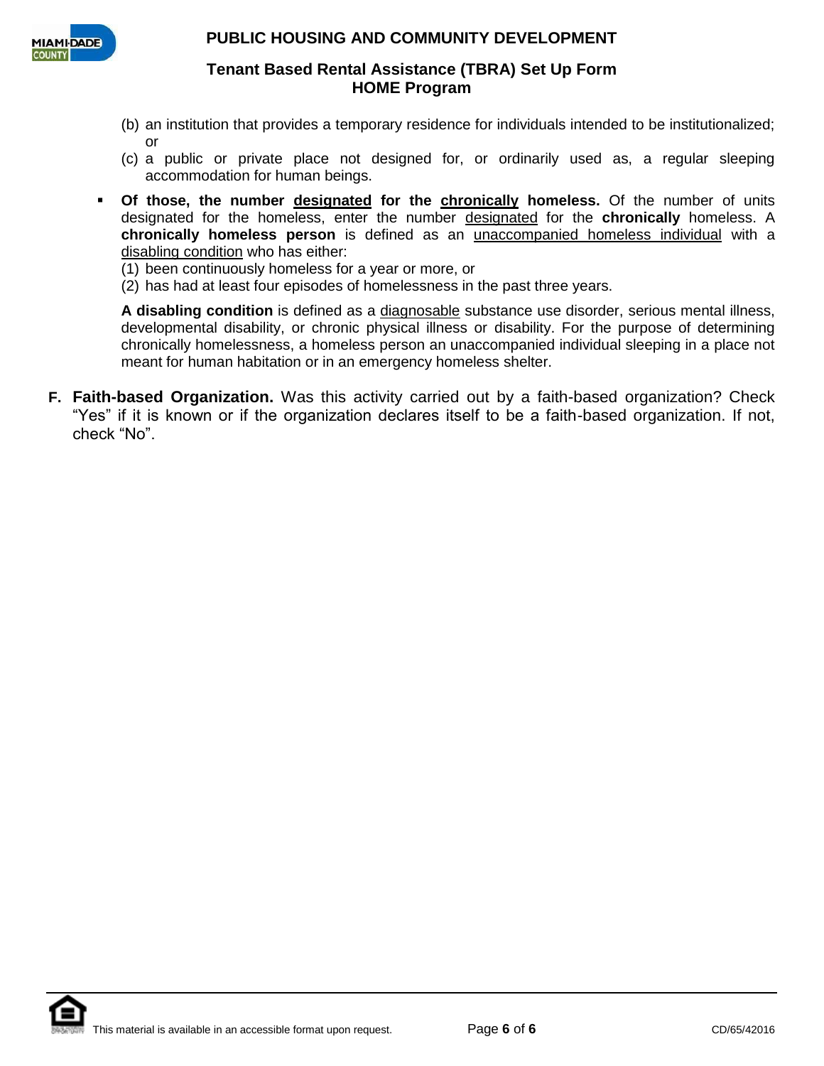(b) an institution that provides a temporary residence for individuals intended to be institutionalized; or

(c) a public or private place not designed for, or ordinarily used as, a regular sleeping accommodation for human beings.

- **Of those, the number designated for the chronically homeless.** Of the number of units designated for the homeless, enter the number designated for the **chronically** homeless. A **chronically homeless person** is defined as an unaccompanied homeless individual with a disabling condition who has either:

  (1) been continuously homeless for a year or more, or

  (2) has had at least four episodes of homelessness in the past three years.

  **A disabling condition** is defined as a diagnosable substance use disorder, serious mental illness, developmental disability, or chronic physical illness or disability. For the purpose of determining chronically homelessness, a homeless person an unaccompanied individual sleeping in a place not meant for human habitation or in an emergency homeless shelter.

**F. Faith-based Organization.** Was this activity carried out by a faith-based organization? Check "Yes" if it is known or if the organization declares itself to be a faith-based organization. If not, check "No".

This material is available in an accessible format upon request.

CD/65/42016